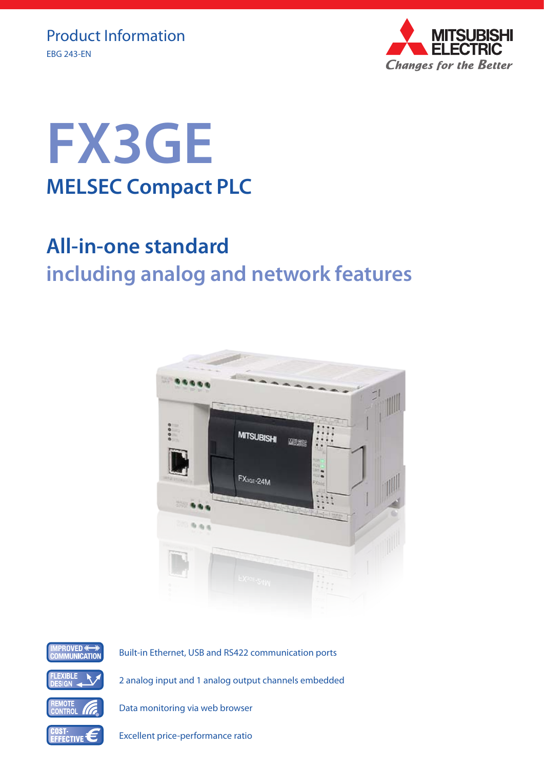Product Information

EBG 243-EN

MITSUBISHI ELECTRIC

*Changes for the Better*

# FX3GE

## MELSEC Compact PLC

## All-in-one standard

## including analog and network features

IMPROVED COMMUNICATION — Built-in Ethernet, USB and RS422 communication ports

FLEXIBLE DESIGN — 2 analog input and 1 analog output channels embedded

REMOTE CONTROL — Data monitoring via web browser

COST-EFFECTIVE — Excellent price-performance ratio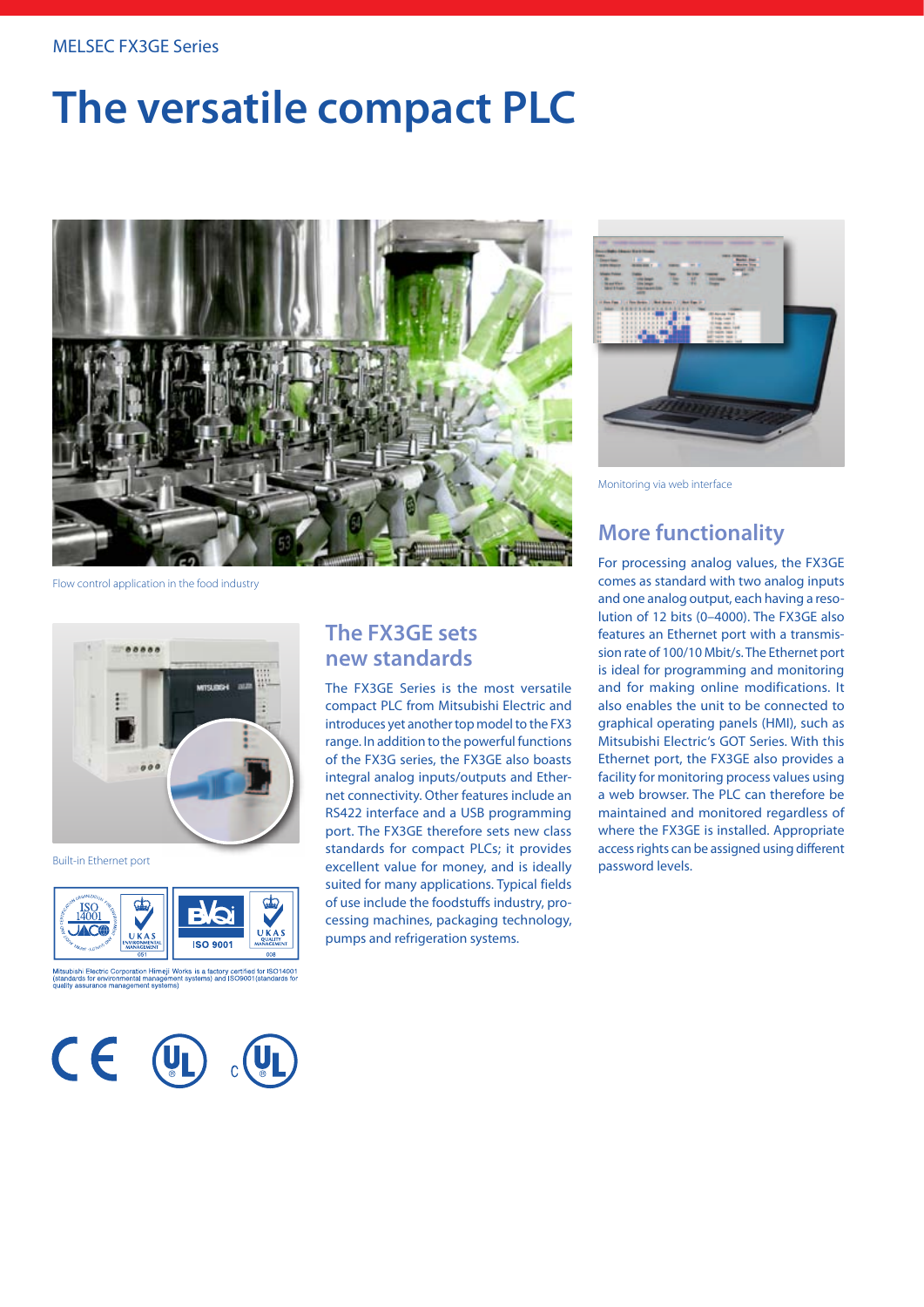MELSEC FX3GE Series

# The versatile compact PLC

Flow control application in the food industry

Monitoring via web interface

Built-in Ethernet port

Mitsubishi Electric Corporation Himeji Works is a factory certified for ISO14001 (standards for environmental management systems) and ISO9001(standards for quality assurance management systems)

## The FX3GE sets new standards

The FX3GE Series is the most versatile compact PLC from Mitsubishi Electric and introduces yet another top model to the FX3 range. In addition to the powerful functions of the FX3G series, the FX3GE also boasts integral analog inputs/outputs and Ethernet connectivity. Other features include an RS422 interface and a USB programming port. The FX3GE therefore sets new class standards for compact PLCs; it provides excellent value for money, and is ideally suited for many applications. Typical fields of use include the foodstuffs industry, processing machines, packaging technology, pumps and refrigeration systems.

## More functionality

For processing analog values, the FX3GE comes as standard with two analog inputs and one analog output, each having a resolution of 12 bits (0–4000). The FX3GE also features an Ethernet port with a transmission rate of 100/10 Mbit/s. The Ethernet port is ideal for programming and monitoring and for making online modifications. It also enables the unit to be connected to graphical operating panels (HMI), such as Mitsubishi Electric's GOT Series. With this Ethernet port, the FX3GE also provides a facility for monitoring process values using a web browser. The PLC can therefore be maintained and monitored regardless of where the FX3GE is installed. Appropriate access rights can be assigned using different password levels.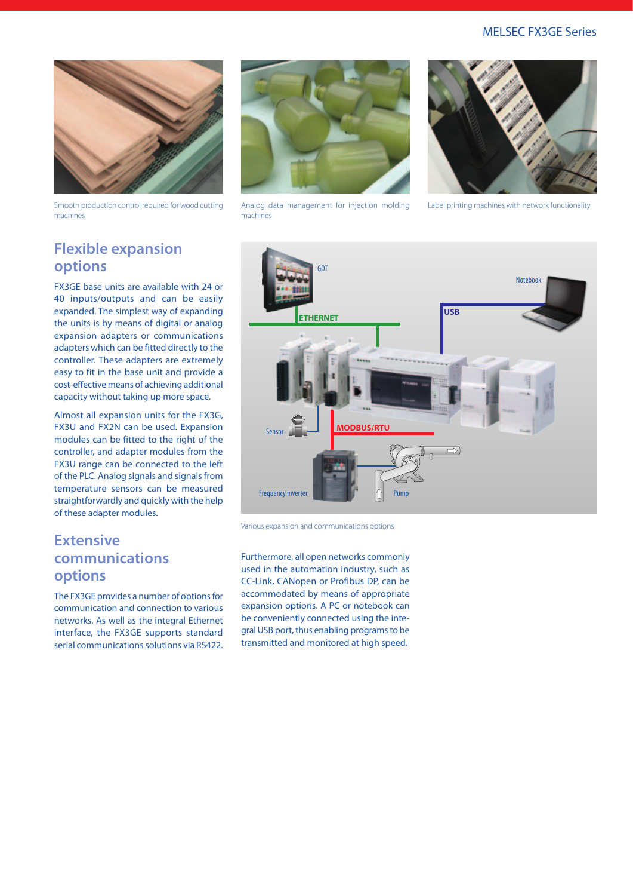Smooth production control required for wood cutting machines

Analog data management for injection molding machines

Label printing machines with network functionality

## Flexible expansion options

FX3GE base units are available with 24 or 40 inputs/outputs and can be easily expanded. The simplest way of expanding the units is by means of digital or analog expansion adapters or communications adapters which can be fitted directly to the controller. These adapters are extremely easy to fit in the base unit and provide a cost-effective means of achieving additional capacity without taking up more space.

Almost all expansion units for the FX3G, FX3U and FX2N can be used. Expansion modules can be fitted to the right of the controller, and adapter modules from the FX3U range can be connected to the left of the PLC. Analog signals and signals from temperature sensors can be measured straightforwardly and quickly with the help of these adapter modules.

GOT

Notebook

ETHERNET

USB

Sensor

MODBUS/RTU

Frequency inverter

Pump

Various expansion and communications options

## Extensive communications options

The FX3GE provides a number of options for communication and connection to various networks. As well as the integral Ethernet interface, the FX3GE supports standard serial communications solutions via RS422.

Furthermore, all open networks commonly used in the automation industry, such as CC-Link, CANopen or Profibus DP, can be accommodated by means of appropriate expansion options. A PC or notebook can be conveniently connected using the integral USB port, thus enabling programs to be transmitted and monitored at high speed.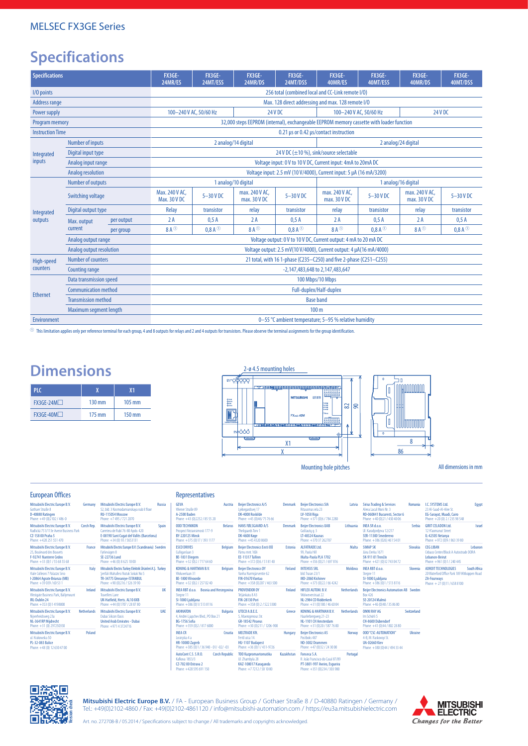MELSEC FX3GE Series

# Specifications

| Specifications | | | FX3GE-24MR/ES | FX3GE-24MT/ESS | FX3GE-24MR/DS | FX3GE-24MT/DSS | FX3GE-40MR/ES | FX3GE-40MT/ESS | FX3GE-40MR/DS | FX3GE-40MT/DSS |
|---|---|---|---|---|---|---|---|---|---|---|
| I/O points | | | 256 total (combined local and CC-Link remote I/O) | | | | | | | |
| Address range | | | Max. 128 direct addressing and max. 128 remote I/O | | | | | | | |
| Power supply | | | 100–240 V AC, 50/60 Hz | | 24 V DC | | 100–240 V AC, 50/60 Hz | | 24 V DC | |
| Program memory | | | 32,000 steps EEPROM (internal), exchangeable EEPROM memory cassette with loader function | | | | | | | |
| Instruction Time | | | 0.21 µs or 0.42 µs/contact instruction | | | | | | | |
| Integrated inputs | Number of inputs | | 2 analog/14 digital | | | | 2 analog/24 digital | | | |
| | Digital input type | | 24 V DC (±10 %), sink/source selectable | | | | | | | |
| | Analog input range | | Voltage input: 0 V to 10 V DC, Current input: 4mA to 20mA DC | | | | | | | |
| | Analog resolution | | Voltage input: 2.5 mV (10 V/4000), Current input: 5 µA (16 mA/3200) | | | | | | | |
| Integrated outputs | Number of outputs | | 1 analog/10 digital | | | | 1 analog/16 digital | | | |
| | Switching voltage | | Max. 240 V AC, Max. 30 V DC | 5–30 V DC | max. 240 V AC, max. 30 V DC | 5–30 V DC | max. 240 V AC, max. 30 V DC | 5–30 V DC | max. 240 V AC, max. 30 V DC | 5–30 V DC |
| | Digital output type | | Relay | transistor | relay | transistor | relay | transistor | relay | transistor |
| | Max. output current | per output | 2 A | 0,5 A | 2 A | 0,5 A | 2 A | 0,5 A | 2 A | 0,5 A |
| | | per group | 8 A ① | 0,8 A ① | 8 A ① | 0,8 A ① | 8 A ① | 0,8 A ① | 8 A ① | 0,8 A ① |
| | Analog output range | | Voltage output: 0 V to 10 V DC, Current output: 4 mA to 20 mA DC | | | | | | | |
| | Analog output resolution | | Voltage output: 2.5 mV(10 V/4000), Current output: 4 µA(16 mA/4000) | | | | | | | |
| High-speed counters | Number of counters | | 21 total, with 16 1-phase (C235–C250) and five 2-phase (C251–C255) | | | | | | | |
| | Counting range | | -2,147,483,648 to 2,147,483,647 | | | | | | | |
| Ethernet | Data transmission speed | | 100 Mbps/10 Mbps | | | | | | | |
| | Communication method | | Full-duplex/Half-duplex | | | | | | | |
| | Transmission method | | Base band | | | | | | | |
| | Maximum segment length | | 100 m | | | | | | | |
| Environment | | | 0–55 °C ambient temperature; 5–95 % relative humidity | | | | | | | |

① This limitation applies only per reference terminal for each group, 4 and 8 outputs for relays and 2 and 4 outputs for transistors. Please observe the terminal assignments for the group identification.

# Dimensions

| PLC | X | X1 |
|---|---|---|
| FX3GE-24M☐ | 130 mm | 105 mm |
| FX3GE-40M☐ | 175 mm | 150 mm |

2-ø 4.5 mounting holes

82
90
X1
X
8
86

Mounting hole pitches

All dimensions in mm

## European Offices

Mitsubishi Electric Europe B.V. — Germany
Gothaer Straße 8
D-40880 Ratingen
Phone: +49 (0)2102 / 486-0

Mitsubishi Electric Europe B.V. — Czech Rep.
Radlická 751/113e Avenir Business Park
CZ-158 00 Praha 5
Phone: +420 251 551 470

Mitsubishi Electric Europe B.V. — France
25, Boulevard des Bouvets
F-92741 Nanterre Cedex
Phone: +33 (0)1 / 55 68 55 68

Mitsubishi Electric Europe B.V. — Italy
Viale Colleoni 7 Palazzo Sirio
I-20864 Agrate Brianza (MB)
Phone: +39 039 / 60 53 1

Mitsubishi Electric Europe B.V. — Ireland
Westgate Business Park, Ballymount
IRL-Dublin 24
Phone: +353 (0)1 4198800

Mitsubishi Electric Europe B.V. — Netherlands
Nijverheidsweg 23a
NL-3641RP Mijdrecht
Phone: +31 (0) 297250350

Mitsubishi Electric Europe B.V. — Poland
ul. Krakowska 50
PL-32-083 Balice
Phone: +48 (0) 12 630 47 00

Mitsubishi Electric Europe B.V. — Russia
52, bld. 3 Kosmodamianskaya nab 8 floor
RU-115054 Moscow
Phone: +7 495 / 721 2070

Mitsubishi Electric Europe B.V. — Spain
Carretera de Rubí 76-80 Apdo. 420
E-08190 Sant Cugat del Vallés (Barcelona)
Phone: +34 (0) 93 / 5653131

Mitsubishi Electric Europe B.V. (Scandinavia) — Sweden
Fjelievägen 8
SE-22736 Lund
Phone: +46 (0) 8 625 10 00

Mitsubishi Electric Turkey Elektrik Ürünleri A.Ş. — Turkey
Şerifali Mahallesi Nutuk Sokak No:5
TR-34775 Ümraniye-İSTANBUL
Phone: +90 (0)216 / 526 39 90

Mitsubishi Electric Europe B.V. — UK
Travellers Lane
UK-Hatfield, Herts. AL10 8XB
Phone: +44 (0)1707 / 28 87 80

Mitsubishi Electric Europe B.V. — UAE
Dubai Silicon Oasis
United Arab Emirates - Dubai
Phone: +971 4 3724716

## Representatives

GEVA — Austria
Wiener Straße 89
A-2500 Baden
Phone: +43 (0)2252 / 85 55 20

OOO TECHNIKON — Belarus
Prospect Nezavisimosti 177-9
BY-220125 Minsk
Phone: +375 (0)17 / 393 1177

ESCO DRIVES — Belgium
Culliganlaan 3
BE-1831 Diegem
Phone: +32 (0)2 / 717 64 60

KONING & HARTMAN B.V. — Belgium
Woluwelaan 31
BE-1800 Vilvoorde
Phone: +32 (0)2 / 257 02 40

INEA RBT d.o.o. — Bosnia and Herzegovina
Stegne 11
SI-1000 Ljubljana
Phone: +386 (0)1/ 513 8116

AKHNATON — Bulgaria
4, Andrei Ljapchev Blvd., PO Box 21
BG-1756 Sofia
Phone: +359 (0)2 / 817 6000

INEA CR — Croatia
Losinjska 4 a
HR-10000 Zagreb
Phone: +385 (0)1 / 36 940 - 01/ -02/ -03

AutoCont C.S. S.R.O. — Czech Republic
Kafkova 1853/3
CZ-702 00 Ostrava 2
Phone: +420 595 691 150

Beijer Electronics A/S — Denmark
Lykkegaardsvej 17
DK-4000 Roskilde
Phone: +45 (0)46/ 75 76 66

HANS FØLSGAARD A/S — Denmark
Theilgaards Torv 1
DK-4600 Køge
Phone: +45 4320 8600

Beijer Electronics Eesti OÜ — Estonia
Pärnu mnt.160i
EE-11317 Tallinn
Phone: +372 (0)6 / 51 81 40

Beijer Electronics OY — Finland
Vanha Nurmijärventie 62
FIN-01670 Vantaa
Phone: +358 (0)207 / 463 500

PROVENDOR OY — Finland
Teljänkatu 8 A3
FIN-28130 Pori
Phone: +358 (0) 2 / 522 3300

UTECO A.B.E.E. — Greece
5, Mavrogenous Str.
GR-18542 Piraeus
Phone: +30 (0)211 / 1206-900

MELTRADE Kft. — Hungary
Fertő utca 14.
HU-1107 Budapest
Phone: +36 (0)1 / 431-9726

TOO Kazpromavtomatika — Kazakhstan
Ul. Zhambyla 28
KAZ-100017 Karaganda
Phone: +7 7212 / 50 10 00

Beijer Electronics SIA — Latvia
Ritausmas iela 23
LV-1058 Riga
Phone: +371 (0)6 / 784 2280

Beijer Electronics UAB — Lithuania
Goštautų g. 3
LT-48324 Kaunas
Phone: +370 37 262707

ALFATRADE Ltd. — Malta
99, Paola Hill
Malta-Paola PLA 1702
Phone: +356 (0)21 / 697 816

INTEHSIS SRL — Moldova
bld. Traian 23/1
MD-2060 Kishinev
Phone: +373 (0)22 / 66 4242

HIFLEX AUTOM. B.V. — Netherlands
Wolweverstraat 22
NL-2984 CD Ridderkerk
Phone: +31 (0)180 / 46 60 04

KONING & HARTMAN B.V. — Netherlands
Haarlerbergweg 21-23
NL-1101 CH Amsterdam
Phone: +31 (0)20 / 587 76 00

Beijer Electronics AS — Norway
Postboks 487
NO-3002 Drammen
Phone: +47 (0)32 / 24 30 00

Fonseca S.A. — Portugal
R. João Francisco do Casal 87/89
PT-3801-997 Aveiro, Esgueira
Phone: +351 (0)234 / 303 900

Sirius Trading & Services — Romania
Aleea Lacul Morii Nr. 3
RO-060841 Bucuresti, Sector 6
Phone: +40 (0)21 / 430 40 06

INEA SR d.o.o. — Serbia
Ul. Karadjordjeva 12/217
SER-11300 Smederevo
Phone: +386 (026) 461 54 01

SIMAP SK — Slovakia
Jána Derku 1671
SK-911 01 Trenčín
Phone: +421 (0)32 743 04 72

INEA RBT d.o.o. — Slovenia
Stegne 11
SI-1000 Ljubljana
Phone: +386 (0)1 / 513 8116

Beijer Electronics Automation AB — Sweden
Box 426
SE-20124 Malmö
Phone: +46 (0)40 / 35 86 00

OMNI RAY AG — Switzerland
Im Schörli 5
CH-8600 Dübendorf
Phone: +41 (0)44 / 802 28 80

OOO "CSC-AUTOMATION" — Ukraine
4-B, M. Raskovoyi St.
UA-02660 Kiev
Phone: +380 (0)44 / 494 33 44

I.C. SYSTEMS Ltd. — Egypt
23 Al-Saad-Al-Alee St.
EG-Sarayat, Maadi, Cairo
Phone: +20 (0) 2 / 235 98 548

GIRIT CELADON Ltd. — Israel
12 H'aomanut Street
IL-42505 Netanya
Phone: +972 (0)9 / 863 39 80

CEG LIBAN — Lebanon
Cebaco Center/Block A Autostrade DORA
Lebanon-Beirut
Phone: +961 (0)1 / 240 445

ADROIT TECHNOLOGIES — South Africa
20 Waterford Office Park 189 Witkoppen Road
ZA-Fourways
Phone: + 27 (0)11 / 658 8100

**Mitsubishi Electric Europe B.V.** / FA - European Business Group / Gothaer Straße 8 / D-40880 Ratingen / Germany /
Tel.: +49(0)2102-4860 / Fax: +49(0)2102-4861120 / info@mitsubishi-automation.com / https://eu3a.mitsubishielectric.com

Art. no. 272708-B / 05.2014 / Specifications subject to change / All trademarks and copyrights acknowledged.

MITSUBISHI ELECTRIC
*Changes for the Better*